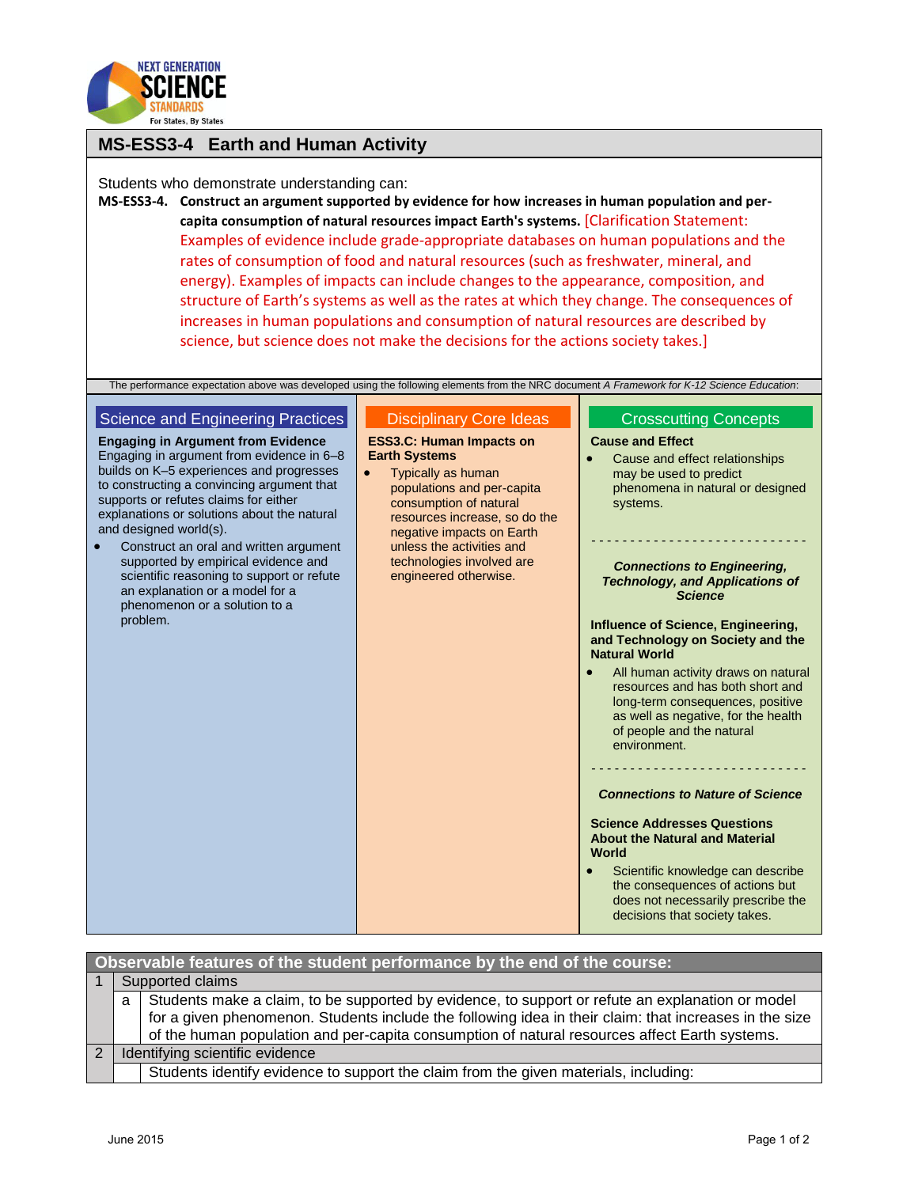# MS-ESS3-4 Earth and Human Activity

Students who demonstrate understanding can:

**MS-ESS3-4. Construct an argument supported by evidence for how increases in human population and per-capita consumption of natural resources impact Earth's systems.** [Clarification Statement: Examples of evidence include grade-appropriate databases on human populations and the rates of consumption of food and natural resources (such as freshwater, mineral, and energy). Examples of impacts can include changes to the appearance, composition, and structure of Earth's systems as well as the rates at which they change. The consequences of increases in human populations and consumption of natural resources are described by science, but science does not make the decisions for the actions society takes.]

The performance expectation above was developed using the following elements from the NRC document *A Framework for K-12 Science Education*:

## Science and Engineering Practices

**Engaging in Argument from Evidence**

Engaging in argument from evidence in 6–8 builds on K–5 experiences and progresses to constructing a convincing argument that supports or refutes claims for either explanations or solutions about the natural and designed world(s).

- Construct an oral and written argument supported by empirical evidence and scientific reasoning to support or refute an explanation or a model for a phenomenon or a solution to a problem.

## Disciplinary Core Ideas

**ESS3.C: Human Impacts on Earth Systems**

- Typically as human populations and per-capita consumption of natural resources increase, so do the negative impacts on Earth unless the activities and technologies involved are engineered otherwise.

## Crosscutting Concepts

**Cause and Effect**

- Cause and effect relationships may be used to predict phenomena in natural or designed systems.

- - - - - - - - - - - - - - - - - - - - - - - - - - -

***Connections to Engineering, Technology, and Applications of Science***

**Influence of Science, Engineering, and Technology on Society and the Natural World**

- All human activity draws on natural resources and has both short and long-term consequences, positive as well as negative, for the health of people and the natural environment.

- - - - - - - - - - - - - - - - - - - - - - - - - - -

***Connections to Nature of Science***

**Science Addresses Questions About the Natural and Material World**

- Scientific knowledge can describe the consequences of actions but does not necessarily prescribe the decisions that society takes.

## Observable features of the student performance by the end of the course:

| | | |
|---|---|---|
| 1 | Supported claims | |
| | a | Students make a claim, to be supported by evidence, to support or refute an explanation or model for a given phenomenon. Students include the following idea in their claim: that increases in the size of the human population and per-capita consumption of natural resources affect Earth systems. |
| 2 | Identifying scientific evidence | |
| | | Students identify evidence to support the claim from the given materials, including: |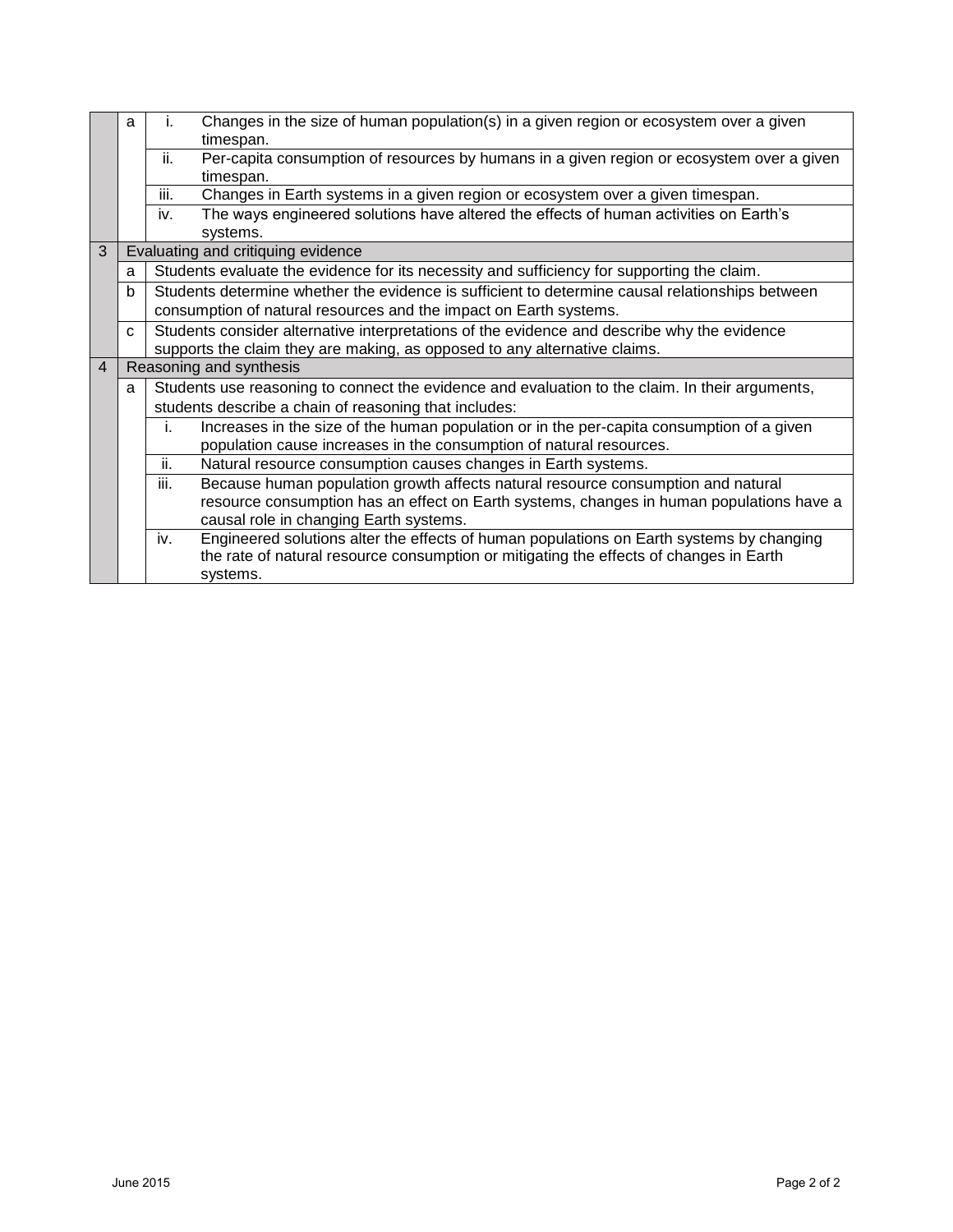| | | | |
|---|---|---|---|
| | a | i. | Changes in the size of human population(s) in a given region or ecosystem over a given timespan. |
| | | ii. | Per-capita consumption of resources by humans in a given region or ecosystem over a given timespan. |
| | | iii. | Changes in Earth systems in a given region or ecosystem over a given timespan. |
| | | iv. | The ways engineered solutions have altered the effects of human activities on Earth's systems. |
| 3 | Evaluating and critiquing evidence | | |
| | a | Students evaluate the evidence for its necessity and sufficiency for supporting the claim. | |
| | b | Students determine whether the evidence is sufficient to determine causal relationships between consumption of natural resources and the impact on Earth systems. | |
| | c | Students consider alternative interpretations of the evidence and describe why the evidence supports the claim they are making, as opposed to any alternative claims. | |
| 4 | Reasoning and synthesis | | |
| | a | Students use reasoning to connect the evidence and evaluation to the claim. In their arguments, students describe a chain of reasoning that includes: | |
| | | i. | Increases in the size of the human population or in the per-capita consumption of a given population cause increases in the consumption of natural resources. |
| | | ii. | Natural resource consumption causes changes in Earth systems. |
| | | iii. | Because human population growth affects natural resource consumption and natural resource consumption has an effect on Earth systems, changes in human populations have a causal role in changing Earth systems. |
| | | iv. | Engineered solutions alter the effects of human populations on Earth systems by changing the rate of natural resource consumption or mitigating the effects of changes in Earth systems. |

June 2015